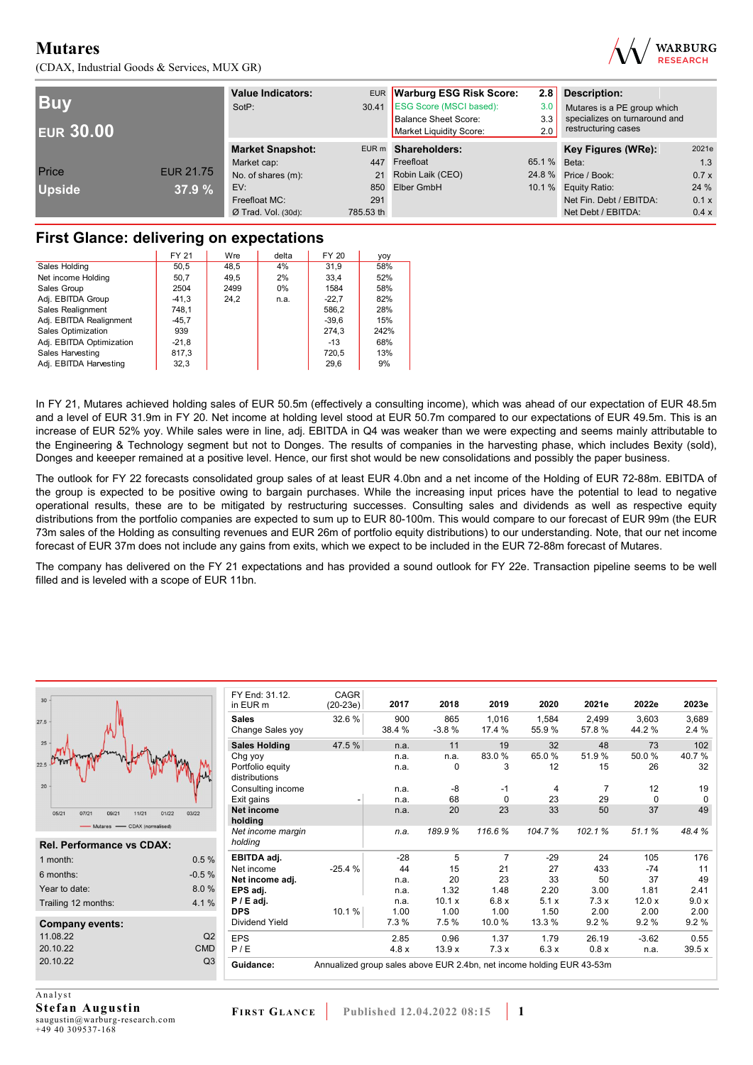# Mutares

(CDAX, Industrial Goods & Services, MUX GR)

| | |
|---|---|
| **Buy** | |
| **EUR 30.00** | |
| Price | EUR 21.75 |
| Upside | 37.9 % |

| Value Indicators: | EUR |
|---|---|
| SotP: | 30.41 |

| Warburg ESG Risk Score: | 2.8 |
|---|---|
| ESG Score (MSCI based): | 3.0 |
| Balance Sheet Score: | 3.3 |
| Market Liquidity Score: | 2.0 |

**Description:**

Mutares is a PE group which specializes on turnaround and restructuring cases

| Market Snapshot: | EUR m |
|---|---|
| Market cap: | 447 |
| No. of shares (m): | 21 |
| EV: | 850 |
| Freefloat MC: | 291 |
| Ø Trad. Vol. (30d): | 785.53 th |

| Shareholders: | |
|---|---|
| Freefloat | 65.1 % |
| Robin Laik (CEO) | 24.8 % |
| Elber GmbH | 10.1 % |

| Key Figures (WRe): | 2021e |
|---|---|
| Beta: | 1.3 |
| Price / Book: | 0.7 x |
| Equity Ratio: | 24 % |
| Net Fin. Debt / EBITDA: | 0.1 x |
| Net Debt / EBITDA: | 0.4 x |

## First Glance: delivering on expectations

| | FY 21 | Wre | delta | FY 20 | yoy |
|---|---|---|---|---|---|
| Sales Holding | 50,5 | 48,5 | 4% | 31,9 | 58% |
| Net income Holding | 50,7 | 49,5 | 2% | 33,4 | 52% |
| Sales Group | 2504 | 2499 | 0% | 1584 | 58% |
| Adj. EBITDA Group | -41,3 | 24,2 | n.a. | -22,7 | 82% |
| Sales Realignment | 748,1 | | | 586,2 | 28% |
| Adj. EBITDA Realignment | -45,7 | | | -39,6 | 15% |
| Sales Optimization | 939 | | | 274,3 | 242% |
| Adj. EBITDA Optimization | -21,8 | | | -13 | 68% |
| Sales Harvesting | 817,3 | | | 720,5 | 13% |
| Adj. EBITDA Harvesting | 32,3 | | | 29,6 | 9% |

In FY 21, Mutares achieved holding sales of EUR 50.5m (effectively a consulting income), which was ahead of our expectation of EUR 48.5m and a level of EUR 31.9m in FY 20. Net income at holding level stood at EUR 50.7m compared to our expectations of EUR 49.5m. This is an increase of EUR 52% yoy. While sales were in line, adj. EBITDA in Q4 was weaker than we were expecting and seems mainly attributable to the Engineering & Technology segment but not to Donges. The results of companies in the harvesting phase, which includes Bexity (sold), Donges and keeeper remained at a positive level. Hence, our first shot would be new consolidations and possibly the paper business.

The outlook for FY 22 forecasts consolidated group sales of at least EUR 4.0bn and a net income of the Holding of EUR 72-88m. EBITDA of the group is expected to be positive owing to bargain purchases. While the increasing input prices have the potential to lead to negative operational results, these are to be mitigated by restructuring successes. Consulting sales and dividends as well as respective equity distributions from the portfolio companies are expected to sum up to EUR 80-100m. This would compare to our forecast of EUR 99m (the EUR 73m sales of the Holding as consulting revenues and EUR 26m of portfolio equity distributions) to our understanding. Note, that our net income forecast of EUR 37m does not include any gains from exits, which we expect to be included in the EUR 72-88m forecast of Mutares.

The company has delivered on the FY 21 expectations and has provided a sound outlook for FY 22e. Transaction pipeline seems to be well filled and is leveled with a scope of EUR 11bn.

| Rel. Performance vs CDAX: | |
|---|---|
| 1 month: | 0.5 % |
| 6 months: | -0.5 % |
| Year to date: | 8.0 % |
| Trailing 12 months: | 4.1 % |

| Company events: | |
|---|---|
| 11.08.22 | Q2 |
| 20.10.22 | CMD |
| 20.10.22 | Q3 |

| FY End: 31.12. in EUR m | CAGR (20-23e) | 2017 | 2018 | 2019 | 2020 | 2021e | 2022e | 2023e |
|---|---|---|---|---|---|---|---|---|
| **Sales** | 32.6 % | 900 | 865 | 1,016 | 1,584 | 2,499 | 3,603 | 3,689 |
| Change Sales yoy | | 38.4 % | -3.8 % | 17.4 % | 55.9 % | 57.8 % | 44.2 % | 2.4 % |
| **Sales Holding** | 47.5 % | n.a. | 11 | 19 | 32 | 48 | 73 | 102 |
| Chg yoy | | n.a. | n.a. | 83.0 % | 65.0 % | 51.9 % | 50.0 % | 40.7 % |
| Portfolio equity distributions | | n.a. | 0 | 3 | 12 | 15 | 26 | 32 |
| Consulting income | | n.a. | -8 | -1 | 4 | 7 | 12 | 19 |
| Exit gains | - | n.a. | 68 | 0 | 23 | 29 | 0 | 0 |
| **Net income holding** | | n.a. | 20 | 23 | 33 | 50 | 37 | 49 |
| *Net income margin holding* | | *n.a.* | *189.9 %* | *116.6 %* | *104.7 %* | *102.1 %* | *51.1 %* | *48.4 %* |
| **EBITDA adj.** | | -28 | 5 | 7 | -29 | 24 | 105 | 176 |
| Net income | -25.4 % | 44 | 15 | 21 | 27 | 433 | -74 | 11 |
| **Net income adj.** | | n.a. | 20 | 23 | 33 | 50 | 37 | 49 |
| **EPS adj.** | | n.a. | 1.32 | 1.48 | 2.20 | 3.00 | 1.81 | 2.41 |
| **P / E adj.** | | n.a. | 10.1 x | 6.8 x | 5.1 x | 7.3 x | 12.0 x | 9.0 x |
| **DPS** | 10.1 % | 1.00 | 1.00 | 1.00 | 1.50 | 2.00 | 2.00 | 2.00 |
| Dividend Yield | | 7.3 % | 7.5 % | 10.0 % | 13.3 % | 9.2 % | 9.2 % | 9.2 % |
| EPS | | 2.85 | 0.96 | 1.37 | 1.79 | 26.19 | -3.62 | 0.55 |
| P / E | | 4.8 x | 13.9 x | 7.3 x | 6.3 x | 0.8 x | n.a. | 39.5 x |

**Guidance:** Annualized group sales above EUR 2.4bn, net income holding EUR 43-53m

Analyst
**Stefan Augustin**
saugustin@warburg-research.com
+49 40 309537-168

FIRST GLANCE | Published 12.04.2022 08:15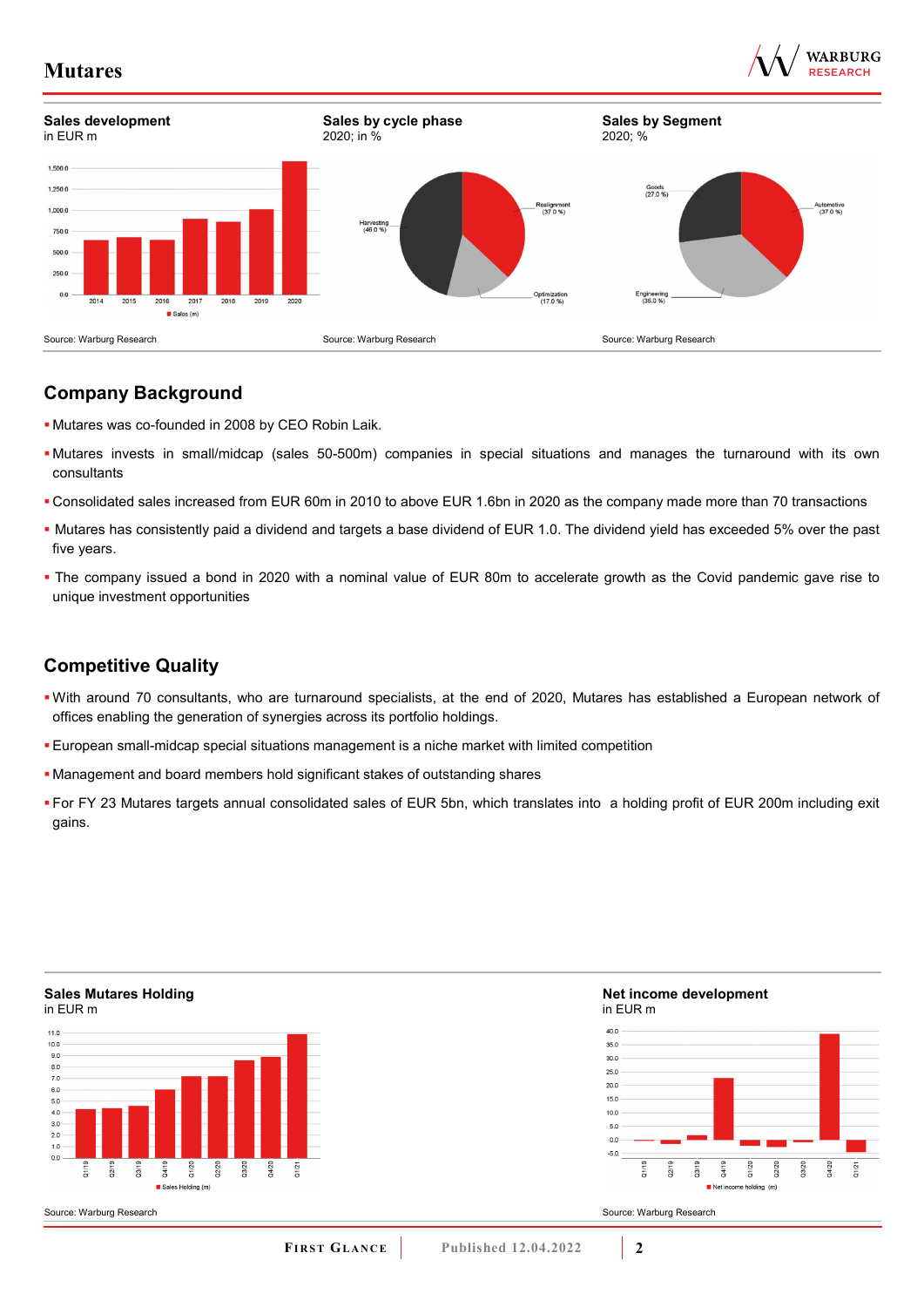**Sales development**
in EUR m

Source: Warburg Research

**Sales by cycle phase**
2020; in %

Source: Warburg Research

**Sales by Segment**
2020; %

Source: Warburg Research

## Company Background

- Mutares was co-founded in 2008 by CEO Robin Laik.
- Mutares invests in small/midcap (sales 50-500m) companies in special situations and manages the turnaround with its own consultants
- Consolidated sales increased from EUR 60m in 2010 to above EUR 1.6bn in 2020 as the company made more than 70 transactions
- Mutares has consistently paid a dividend and targets a base dividend of EUR 1.0. The dividend yield has exceeded 5% over the past five years.
- The company issued a bond in 2020 with a nominal value of EUR 80m to accelerate growth as the Covid pandemic gave rise to unique investment opportunities

## Competitive Quality

- With around 70 consultants, who are turnaround specialists, at the end of 2020, Mutares has established a European network of offices enabling the generation of synergies across its portfolio holdings.
- European small-midcap special situations management is a niche market with limited competition
- Management and board members hold significant stakes of outstanding shares
- For FY 23 Mutares targets annual consolidated sales of EUR 5bn, which translates into a holding profit of EUR 200m including exit gains.

**Sales Mutares Holding**
in EUR m

Source: Warburg Research

**Net income development**
in EUR m

Source: Warburg Research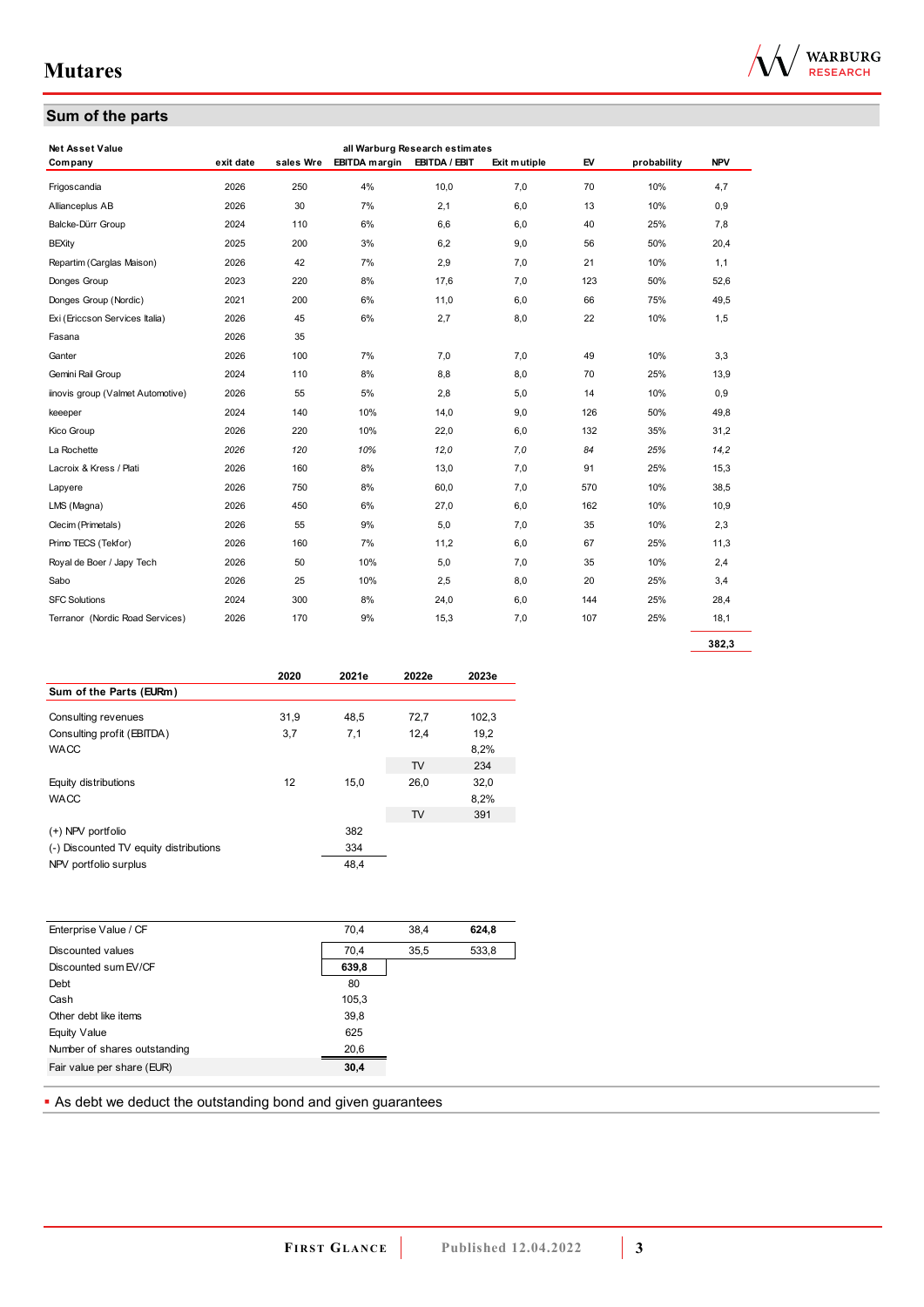## Sum of the parts

| Net Asset Value | | | all Warburg Research estimates | | | | | |
|---|---|---|---|---|---|---|---|---|
| Company | exit date | sales Wre | EBITDA margin | EBITDA / EBIT | Exit mutiple | EV | probability | NPV |
| Frigoscandia | 2026 | 250 | 4% | 10,0 | 7,0 | 70 | 10% | 4,7 |
| Allianceplus AB | 2026 | 30 | 7% | 2,1 | 6,0 | 13 | 10% | 0,9 |
| Balcke-Dürr Group | 2024 | 110 | 6% | 6,6 | 6,0 | 40 | 25% | 7,8 |
| BEXity | 2025 | 200 | 3% | 6,2 | 9,0 | 56 | 50% | 20,4 |
| Repartim (Carglas Maison) | 2026 | 42 | 7% | 2,9 | 7,0 | 21 | 10% | 1,1 |
| Donges Group | 2023 | 220 | 8% | 17,6 | 7,0 | 123 | 50% | 52,6 |
| Donges Group (Nordic) | 2021 | 200 | 6% | 11,0 | 6,0 | 66 | 75% | 49,5 |
| Exi (Ericsson Services Italia) | 2026 | 45 | 6% | 2,7 | 8,0 | 22 | 10% | 1,5 |
| Fasana | 2026 | 35 | | | | | | |
| Ganter | 2026 | 100 | 7% | 7,0 | 7,0 | 49 | 10% | 3,3 |
| Gemini Rail Group | 2024 | 110 | 8% | 8,8 | 8,0 | 70 | 25% | 13,9 |
| iinovis group (Valmet Automotive) | 2026 | 55 | 5% | 2,8 | 5,0 | 14 | 10% | 0,9 |
| keeeper | 2024 | 140 | 10% | 14,0 | 9,0 | 126 | 50% | 49,8 |
| Kico Group | 2026 | 220 | 10% | 22,0 | 6,0 | 132 | 35% | 31,2 |
| *La Rochette* | *2026* | *120* | *10%* | *12,0* | *7,0* | *84* | *25%* | *14,2* |
| Lacroix & Kress / Plati | 2026 | 160 | 8% | 13,0 | 7,0 | 91 | 25% | 15,3 |
| Lapyere | 2026 | 750 | 8% | 60,0 | 7,0 | 570 | 10% | 38,5 |
| LMS (Magna) | 2026 | 450 | 6% | 27,0 | 6,0 | 162 | 10% | 10,9 |
| Clecim (Primetals) | 2026 | 55 | 9% | 5,0 | 7,0 | 35 | 10% | 2,3 |
| Primo TECS (Tekfor) | 2026 | 160 | 7% | 11,2 | 6,0 | 67 | 25% | 11,3 |
| Royal de Boer / Japy Tech | 2026 | 50 | 10% | 5,0 | 7,0 | 35 | 10% | 2,4 |
| Sabo | 2026 | 25 | 10% | 2,5 | 8,0 | 20 | 25% | 3,4 |
| SFC Solutions | 2024 | 300 | 8% | 24,0 | 6,0 | 144 | 25% | 28,4 |
| Terranor (Nordic Road Services) | 2026 | 170 | 9% | 15,3 | 7,0 | 107 | 25% | 18,1 |
| | | | | | | | | **382,3** |

| Sum of the Parts (EURm) | 2020 | 2021e | 2022e | 2023e |
|---|---|---|---|---|
| Consulting revenues | 31,9 | 48,5 | 72,7 | 102,3 |
| Consulting profit (EBITDA) | 3,7 | 7,1 | 12,4 | 19,2 |
| WACC | | | | 8,2% |
| | | | TV | 234 |
| Equity distributions | 12 | 15,0 | 26,0 | 32,0 |
| WACC | | | | 8,2% |
| | | | TV | 391 |
| (+) NPV portfolio | | 382 | | |
| (-) Discounted TV equity distributions | | 334 | | |
| NPV portfolio surplus | | 48,4 | | |

| | | | |
|---|---|---|---|
| Enterprise Value / CF | 70,4 | 38,4 | **624,8** |
| Discounted values | 70,4 | 35,5 | 533,8 |
| Discounted sum EV/CF | **639,8** | | |
| Debt | 80 | | |
| Cash | 105,3 | | |
| Other debt like items | 39,8 | | |
| Equity Value | 625 | | |
| Number of shares outstanding | 20,6 | | |
| Fair value per share (EUR) | **30,4** | | |

- As debt we deduct the outstanding bond and given guarantees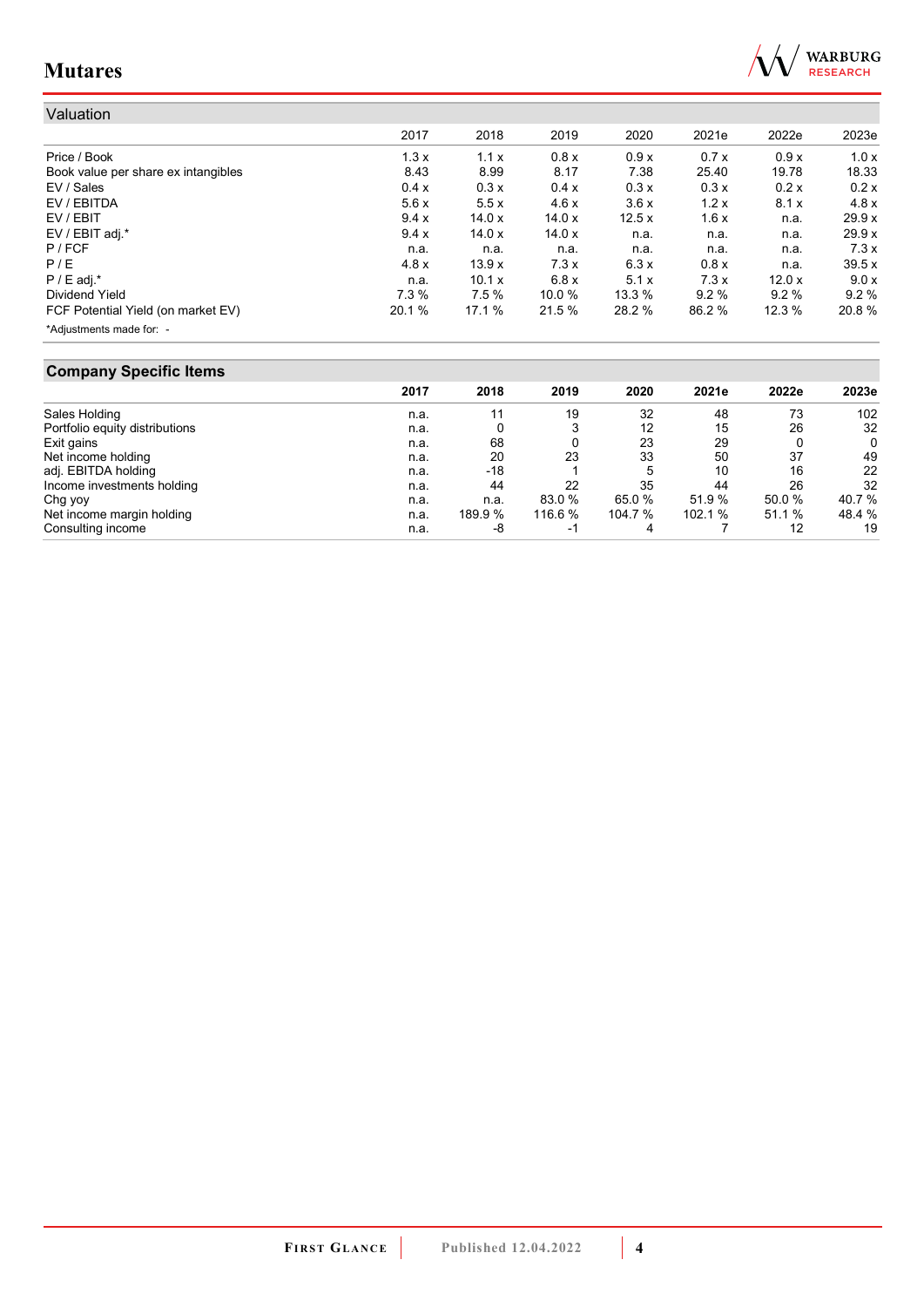## Valuation

| | 2017 | 2018 | 2019 | 2020 | 2021e | 2022e | 2023e |
|---|---|---|---|---|---|---|---|
| Price / Book | 1.3 x | 1.1 x | 0.8 x | 0.9 x | 0.7 x | 0.9 x | 1.0 x |
| Book value per share ex intangibles | 8.43 | 8.99 | 8.17 | 7.38 | 25.40 | 19.78 | 18.33 |
| EV / Sales | 0.4 x | 0.3 x | 0.4 x | 0.3 x | 0.3 x | 0.2 x | 0.2 x |
| EV / EBITDA | 5.6 x | 5.5 x | 4.6 x | 3.6 x | 1.2 x | 8.1 x | 4.8 x |
| EV / EBIT | 9.4 x | 14.0 x | 14.0 x | 12.5 x | 1.6 x | n.a. | 29.9 x |
| EV / EBIT adj.* | 9.4 x | 14.0 x | 14.0 x | n.a. | n.a. | n.a. | 29.9 x |
| P / FCF | n.a. | n.a. | n.a. | n.a. | n.a. | n.a. | 7.3 x |
| P / E | 4.8 x | 13.9 x | 7.3 x | 6.3 x | 0.8 x | n.a. | 39.5 x |
| P / E adj.* | n.a. | 10.1 x | 6.8 x | 5.1 x | 7.3 x | 12.0 x | 9.0 x |
| Dividend Yield | 7.3 % | 7.5 % | 10.0 % | 13.3 % | 9.2 % | 9.2 % | 9.2 % |
| FCF Potential Yield (on market EV) | 20.1 % | 17.1 % | 21.5 % | 28.2 % | 86.2 % | 12.3 % | 20.8 % |

*Adjustments made for: -

## Company Specific Items

| | 2017 | 2018 | 2019 | 2020 | 2021e | 2022e | 2023e |
|---|---|---|---|---|---|---|---|
| Sales Holding | n.a. | 11 | 19 | 32 | 48 | 73 | 102 |
| Portfolio equity distributions | n.a. | 0 | 3 | 12 | 15 | 26 | 32 |
| Exit gains | n.a. | 68 | 0 | 23 | 29 | 0 | 0 |
| Net income holding | n.a. | 20 | 23 | 33 | 50 | 37 | 49 |
| adj. EBITDA holding | n.a. | -18 | 1 | 5 | 10 | 16 | 22 |
| Income investments holding | n.a. | 44 | 22 | 35 | 44 | 26 | 32 |
| Chg yoy | n.a. | n.a. | 83.0 % | 65.0 % | 51.9 % | 50.0 % | 40.7 % |
| Net income margin holding | n.a. | 189.9 % | 116.6 % | 104.7 % | 102.1 % | 51.1 % | 48.4 % |
| Consulting income | n.a. | -8 | -1 | 4 | 7 | 12 | 19 |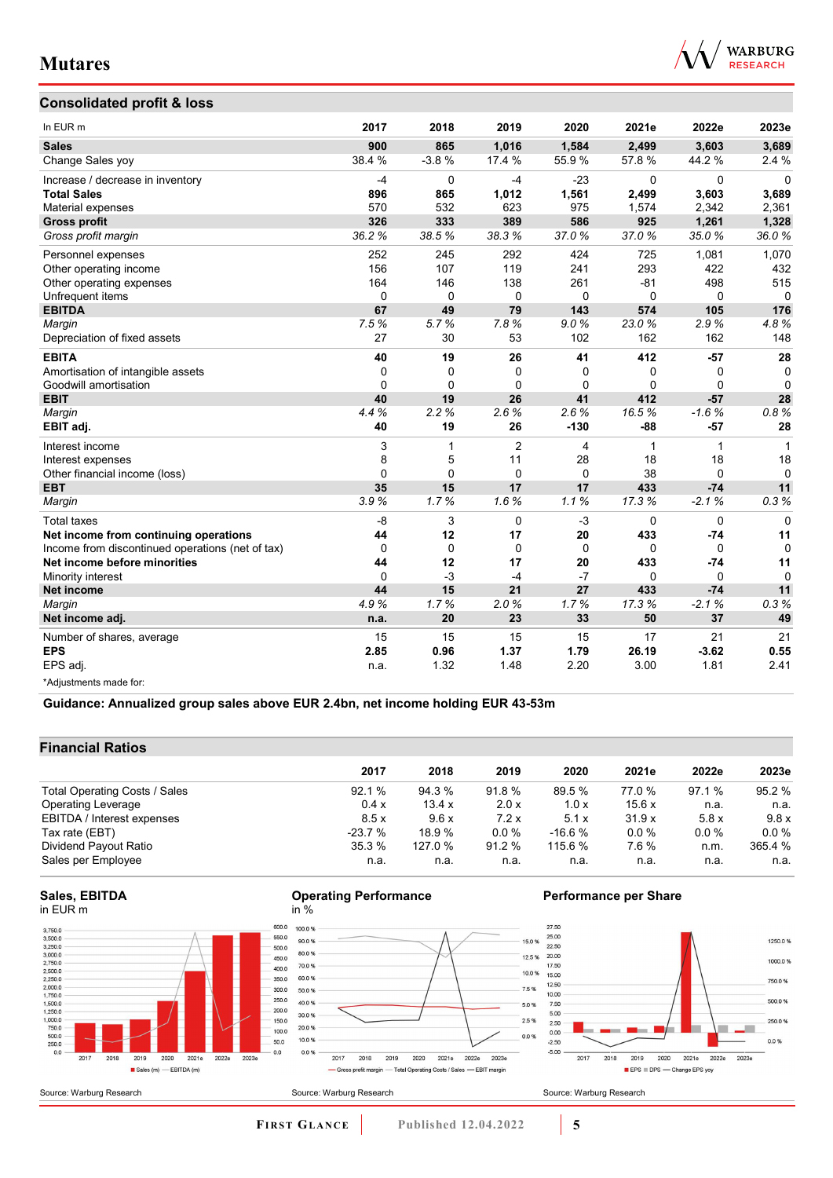## Consolidated profit & loss

| In EUR m | 2017 | 2018 | 2019 | 2020 | 2021e | 2022e | 2023e |
|---|---|---|---|---|---|---|---|
| **Sales** | **900** | **865** | **1,016** | **1,584** | **2,499** | **3,603** | **3,689** |
| Change Sales yoy | 38.4 % | -3.8 % | 17.4 % | 55.9 % | 57.8 % | 44.2 % | 2.4 % |
| Increase / decrease in inventory | -4 | 0 | -4 | -23 | 0 | 0 | 0 |
| **Total Sales** | **896** | **865** | **1,012** | **1,561** | **2,499** | **3,603** | **3,689** |
| Material expenses | 570 | 532 | 623 | 975 | 1,574 | 2,342 | 2,361 |
| **Gross profit** | **326** | **333** | **389** | **586** | **925** | **1,261** | **1,328** |
| *Gross profit margin* | *36.2 %* | *38.5 %* | *38.3 %* | *37.0 %* | *37.0 %* | *35.0 %* | *36.0 %* |
| Personnel expenses | 252 | 245 | 292 | 424 | 725 | 1,081 | 1,070 |
| Other operating income | 156 | 107 | 119 | 241 | 293 | 422 | 432 |
| Other operating expenses | 164 | 146 | 138 | 261 | -81 | 498 | 515 |
| Unfrequent items | 0 | 0 | 0 | 0 | 0 | 0 | 0 |
| **EBITDA** | **67** | **49** | **79** | **143** | **574** | **105** | **176** |
| *Margin* | *7.5 %* | *5.7 %* | *7.8 %* | *9.0 %* | *23.0 %* | *2.9 %* | *4.8 %* |
| Depreciation of fixed assets | 27 | 30 | 53 | 102 | 162 | 162 | 148 |
| **EBITA** | **40** | **19** | **26** | **41** | **412** | **-57** | **28** |
| Amortisation of intangible assets | 0 | 0 | 0 | 0 | 0 | 0 | 0 |
| Goodwill amortisation | 0 | 0 | 0 | 0 | 0 | 0 | 0 |
| **EBIT** | **40** | **19** | **26** | **41** | **412** | **-57** | **28** |
| *Margin* | *4.4 %* | *2.2 %* | *2.6 %* | *2.6 %* | *16.5 %* | *-1.6 %* | *0.8 %* |
| **EBIT adj.** | **40** | **19** | **26** | **-130** | **-88** | **-57** | **28** |
| Interest income | 3 | 1 | 2 | 4 | 1 | 1 | 1 |
| Interest expenses | 8 | 5 | 11 | 28 | 18 | 18 | 18 |
| Other financial income (loss) | 0 | 0 | 0 | 0 | 38 | 0 | 0 |
| **EBT** | **35** | **15** | **17** | **17** | **433** | **-74** | **11** |
| *Margin* | *3.9 %* | *1.7 %* | *1.6 %* | *1.1 %* | *17.3 %* | *-2.1 %* | *0.3 %* |
| Total taxes | -8 | 3 | 0 | -3 | 0 | 0 | 0 |
| **Net income from continuing operations** | **44** | **12** | **17** | **20** | **433** | **-74** | **11** |
| Income from discontinued operations (net of tax) | 0 | 0 | 0 | 0 | 0 | 0 | 0 |
| **Net income before minorities** | **44** | **12** | **17** | **20** | **433** | **-74** | **11** |
| Minority interest | 0 | -3 | -4 | -7 | 0 | 0 | 0 |
| **Net income** | **44** | **15** | **21** | **27** | **433** | **-74** | **11** |
| *Margin* | *4.9 %* | *1.7 %* | *2.0 %* | *1.7 %* | *17.3 %* | *-2.1 %* | *0.3 %* |
| **Net income adj.** | **n.a.** | **20** | **23** | **33** | **50** | **37** | **49** |
| Number of shares, average | 15 | 15 | 15 | 15 | 17 | 21 | 21 |
| **EPS** | **2.85** | **0.96** | **1.37** | **1.79** | **26.19** | **-3.62** | **0.55** |
| EPS adj. | n.a. | 1.32 | 1.48 | 2.20 | 3.00 | 1.81 | 2.41 |

*Adjustments made for:

**Guidance: Annualized group sales above EUR 2.4bn, net income holding EUR 43-53m**

## Financial Ratios

| | 2017 | 2018 | 2019 | 2020 | 2021e | 2022e | 2023e |
|---|---|---|---|---|---|---|---|
| Total Operating Costs / Sales | 92.1 % | 94.3 % | 91.8 % | 89.5 % | 77.0 % | 97.1 % | 95.2 % |
| Operating Leverage | 0.4 x | 13.4 x | 2.0 x | 1.0 x | 15.6 x | n.a. | n.a. |
| EBITDA / Interest expenses | 8.5 x | 9.6 x | 7.2 x | 5.1 x | 31.9 x | 5.8 x | 9.8 x |
| Tax rate (EBT) | -23.7 % | 18.9 % | 0.0 % | -16.6 % | 0.0 % | 0.0 % | 0.0 % |
| Dividend Payout Ratio | 35.3 % | 127.0 % | 91.2 % | 115.6 % | 7.6 % | n.m. | 365.4 % |
| Sales per Employee | n.a. | n.a. | n.a. | n.a. | n.a. | n.a. | n.a. |

### Sales, EBITDA
in EUR m

Source: Warburg Research

### Operating Performance
in %

Source: Warburg Research

### Performance per Share

Source: Warburg Research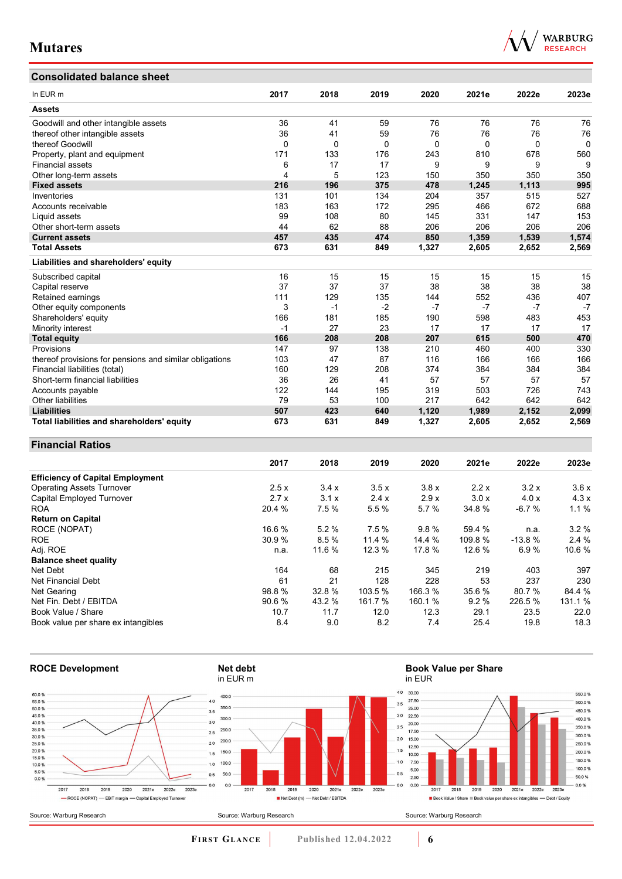## Consolidated balance sheet

| In EUR m | 2017 | 2018 | 2019 | 2020 | 2021e | 2022e | 2023e |
|---|---|---|---|---|---|---|---|
| **Assets** | | | | | | | |
| Goodwill and other intangible assets | 36 | 41 | 59 | 76 | 76 | 76 | 76 |
| thereof other intangible assets | 36 | 41 | 59 | 76 | 76 | 76 | 76 |
| thereof Goodwill | 0 | 0 | 0 | 0 | 0 | 0 | 0 |
| Property, plant and equipment | 171 | 133 | 176 | 243 | 810 | 678 | 560 |
| Financial assets | 6 | 17 | 17 | 9 | 9 | 9 | 9 |
| Other long-term assets | 4 | 5 | 123 | 150 | 350 | 350 | 350 |
| **Fixed assets** | **216** | **196** | **375** | **478** | **1,245** | **1,113** | **995** |
| Inventories | 131 | 101 | 134 | 204 | 357 | 515 | 527 |
| Accounts receivable | 183 | 163 | 172 | 295 | 466 | 672 | 688 |
| Liquid assets | 99 | 108 | 80 | 145 | 331 | 147 | 153 |
| Other short-term assets | 44 | 62 | 88 | 206 | 206 | 206 | 206 |
| **Current assets** | **457** | **435** | **474** | **850** | **1,359** | **1,539** | **1,574** |
| **Total Assets** | **673** | **631** | **849** | **1,327** | **2,605** | **2,652** | **2,569** |
| **Liabilities and shareholders' equity** | | | | | | | |
| Subscribed capital | 16 | 15 | 15 | 15 | 15 | 15 | 15 |
| Capital reserve | 37 | 37 | 37 | 38 | 38 | 38 | 38 |
| Retained earnings | 111 | 129 | 135 | 144 | 552 | 436 | 407 |
| Other equity components | 3 | -1 | -2 | -7 | -7 | -7 | -7 |
| Shareholders' equity | 166 | 181 | 185 | 190 | 598 | 483 | 453 |
| Minority interest | -1 | 27 | 23 | 17 | 17 | 17 | 17 |
| **Total equity** | **166** | **208** | **208** | **207** | **615** | **500** | **470** |
| Provisions | 147 | 97 | 138 | 210 | 460 | 400 | 330 |
| thereof provisions for pensions and similar obligations | 103 | 47 | 87 | 116 | 166 | 166 | 166 |
| Financial liabilities (total) | 160 | 129 | 208 | 374 | 384 | 384 | 384 |
| Short-term financial liabilities | 36 | 26 | 41 | 57 | 57 | 57 | 57 |
| Accounts payable | 122 | 144 | 195 | 319 | 503 | 726 | 743 |
| Other liabilities | 79 | 53 | 100 | 217 | 642 | 642 | 642 |
| **Liabilities** | **507** | **423** | **640** | **1,120** | **1,989** | **2,152** | **2,099** |
| **Total liabilities and shareholders' equity** | **673** | **631** | **849** | **1,327** | **2,605** | **2,652** | **2,569** |

## Financial Ratios

| | 2017 | 2018 | 2019 | 2020 | 2021e | 2022e | 2023e |
|---|---|---|---|---|---|---|---|
| **Efficiency of Capital Employment** | | | | | | | |
| Operating Assets Turnover | 2.5 x | 3.4 x | 3.5 x | 3.8 x | 2.2 x | 3.2 x | 3.6 x |
| Capital Employed Turnover | 2.7 x | 3.1 x | 2.4 x | 2.9 x | 3.0 x | 4.0 x | 4.3 x |
| ROA | 20.4 % | 7.5 % | 5.5 % | 5.7 % | 34.8 % | -6.7 % | 1.1 % |
| **Return on Capital** | | | | | | | |
| ROCE (NOPAT) | 16.6 % | 5.2 % | 7.5 % | 9.8 % | 59.4 % | n.a. | 3.2 % |
| ROE | 30.9 % | 8.5 % | 11.4 % | 14.4 % | 109.8 % | -13.8 % | 2.4 % |
| Adj. ROE | n.a. | 11.6 % | 12.3 % | 17.8 % | 12.6 % | 6.9 % | 10.6 % |
| **Balance sheet quality** | | | | | | | |
| Net Debt | 164 | 68 | 215 | 345 | 219 | 403 | 397 |
| Net Financial Debt | 61 | 21 | 128 | 228 | 53 | 237 | 230 |
| Net Gearing | 98.8 % | 32.8 % | 103.5 % | 166.3 % | 35.6 % | 80.7 % | 84.4 % |
| Net Fin. Debt / EBITDA | 90.6 % | 43.2 % | 161.7 % | 160.1 % | 9.2 % | 226.5 % | 131.1 % |
| Book Value / Share | 10.7 | 11.7 | 12.0 | 12.3 | 29.1 | 23.5 | 22.0 |
| Book value per share ex intangibles | 8.4 | 9.0 | 8.2 | 7.4 | 25.4 | 19.8 | 18.3 |

### ROCE Development

Source: Warburg Research

### Net debt
in EUR m

Source: Warburg Research

### Book Value per Share
in EUR

Source: Warburg Research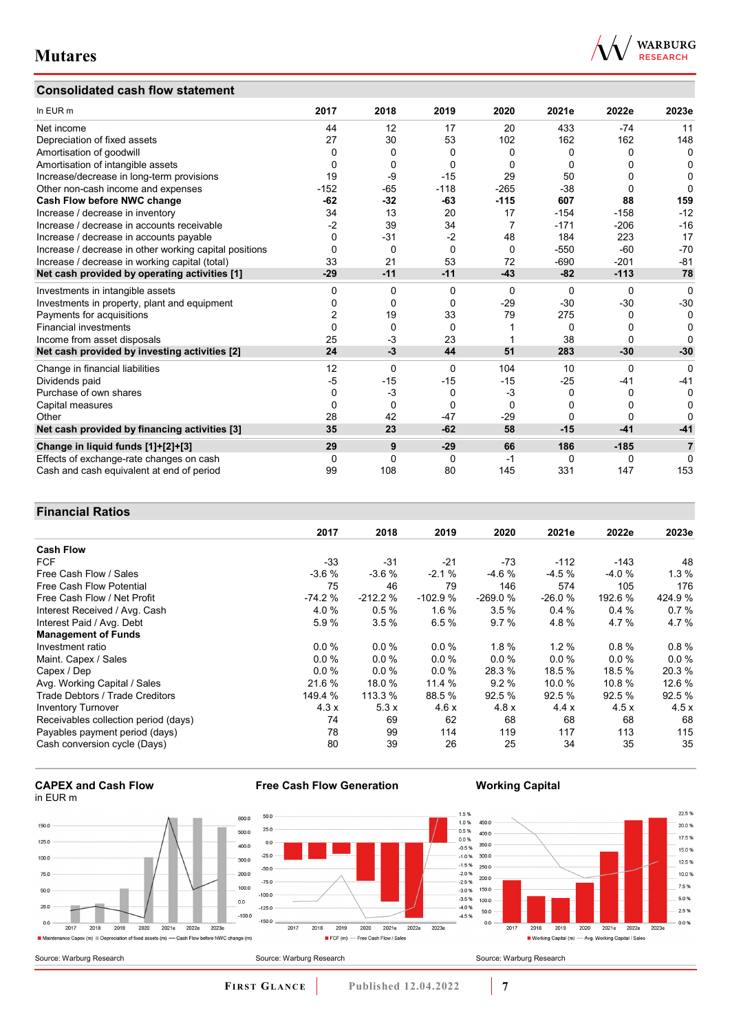## Consolidated cash flow statement

| In EUR m | 2017 | 2018 | 2019 | 2020 | 2021e | 2022e | 2023e |
|---|---|---|---|---|---|---|---|
| Net income | 44 | 12 | 17 | 20 | 433 | -74 | 11 |
| Depreciation of fixed assets | 27 | 30 | 53 | 102 | 162 | 162 | 148 |
| Amortisation of goodwill | 0 | 0 | 0 | 0 | 0 | 0 | 0 |
| Amortisation of intangible assets | 0 | 0 | 0 | 0 | 0 | 0 | 0 |
| Increase/decrease in long-term provisions | 19 | -9 | -15 | 29 | 50 | 0 | 0 |
| Other non-cash income and expenses | -152 | -65 | -118 | -265 | -38 | 0 | 0 |
| **Cash Flow before NWC change** | **-62** | **-32** | **-63** | **-115** | **607** | **88** | **159** |
| Increase / decrease in inventory | 34 | 13 | 20 | 17 | -154 | -158 | -12 |
| Increase / decrease in accounts receivable | -2 | 39 | 34 | 7 | -171 | -206 | -16 |
| Increase / decrease in accounts payable | 0 | -31 | -2 | 48 | 184 | 223 | 17 |
| Increase / decrease in other working capital positions | 0 | 0 | 0 | 0 | -550 | -60 | -70 |
| Increase / decrease in working capital (total) | 33 | 21 | 53 | 72 | -690 | -201 | -81 |
| **Net cash provided by operating activities [1]** | **-29** | **-11** | **-11** | **-43** | **-82** | **-113** | **78** |
| Investments in intangible assets | 0 | 0 | 0 | 0 | 0 | 0 | 0 |
| Investments in property, plant and equipment | 0 | 0 | 0 | -29 | -30 | -30 | -30 |
| Payments for acquisitions | 2 | 19 | 33 | 79 | 275 | 0 | 0 |
| Financial investments | 0 | 0 | 0 | 1 | 0 | 0 | 0 |
| Income from asset disposals | 25 | -3 | 23 | 1 | 38 | 0 | 0 |
| **Net cash provided by investing activities [2]** | **24** | **-3** | **44** | **51** | **283** | **-30** | **-30** |
| Change in financial liabilities | 12 | 0 | 0 | 104 | 10 | 0 | 0 |
| Dividends paid | -5 | -15 | -15 | -15 | -25 | -41 | -41 |
| Purchase of own shares | 0 | -3 | 0 | -3 | 0 | 0 | 0 |
| Capital measures | 0 | 0 | 0 | 0 | 0 | 0 | 0 |
| Other | 28 | 42 | -47 | -29 | 0 | 0 | 0 |
| **Net cash provided by financing activities [3]** | **35** | **23** | **-62** | **58** | **-15** | **-41** | **-41** |
| **Change in liquid funds [1]+[2]+[3]** | **29** | **9** | **-29** | **66** | **186** | **-185** | **7** |
| Effects of exchange-rate changes on cash | 0 | 0 | 0 | -1 | 0 | 0 | 0 |
| Cash and cash equivalent at end of period | 99 | 108 | 80 | 145 | 331 | 147 | 153 |

## Financial Ratios

| | 2017 | 2018 | 2019 | 2020 | 2021e | 2022e | 2023e |
|---|---|---|---|---|---|---|---|
| **Cash Flow** | | | | | | | |
| FCF | -33 | -31 | -21 | -73 | -112 | -143 | 48 |
| Free Cash Flow / Sales | -3.6 % | -3.6 % | -2.1 % | -4.6 % | -4.5 % | -4.0 % | 1.3 % |
| Free Cash Flow Potential | 75 | 46 | 79 | 146 | 574 | 105 | 176 |
| Free Cash Flow / Net Profit | -74.2 % | -212.2 % | -102.9 % | -269.0 % | -26.0 % | 192.6 % | 424.9 % |
| Interest Received / Avg. Cash | 4.0 % | 0.5 % | 1.6 % | 3.5 % | 0.4 % | 0.4 % | 0.7 % |
| Interest Paid / Avg. Debt | 5.9 % | 3.5 % | 6.5 % | 9.7 % | 4.8 % | 4.7 % | 4.7 % |
| **Management of Funds** | | | | | | | |
| Investment ratio | 0.0 % | 0.0 % | 0.0 % | 1.8 % | 1.2 % | 0.8 % | 0.8 % |
| Maint. Capex / Sales | 0.0 % | 0.0 % | 0.0 % | 0.0 % | 0.0 % | 0.0 % | 0.0 % |
| Capex / Dep | 0.0 % | 0.0 % | 0.0 % | 28.3 % | 18.5 % | 18.5 % | 20.3 % |
| Avg. Working Capital / Sales | 21.6 % | 18.0 % | 11.4 % | 9.2 % | 10.0 % | 10.8 % | 12.6 % |
| Trade Debtors / Trade Creditors | 149.4 % | 113.3 % | 88.5 % | 92.5 % | 92.5 % | 92.5 % | 92.5 % |
| Inventory Turnover | 4.3 x | 5.3 x | 4.6 x | 4.8 x | 4.4 x | 4.5 x | 4.5 x |
| Receivables collection period (days) | 74 | 69 | 62 | 68 | 68 | 68 | 68 |
| Payables payment period (days) | 78 | 99 | 114 | 119 | 117 | 113 | 115 |
| Cash conversion cycle (Days) | 80 | 39 | 26 | 25 | 34 | 35 | 35 |

**CAPEX and Cash Flow**
in EUR m

Source: Warburg Research

**Free Cash Flow Generation**

Source: Warburg Research

**Working Capital**

Source: Warburg Research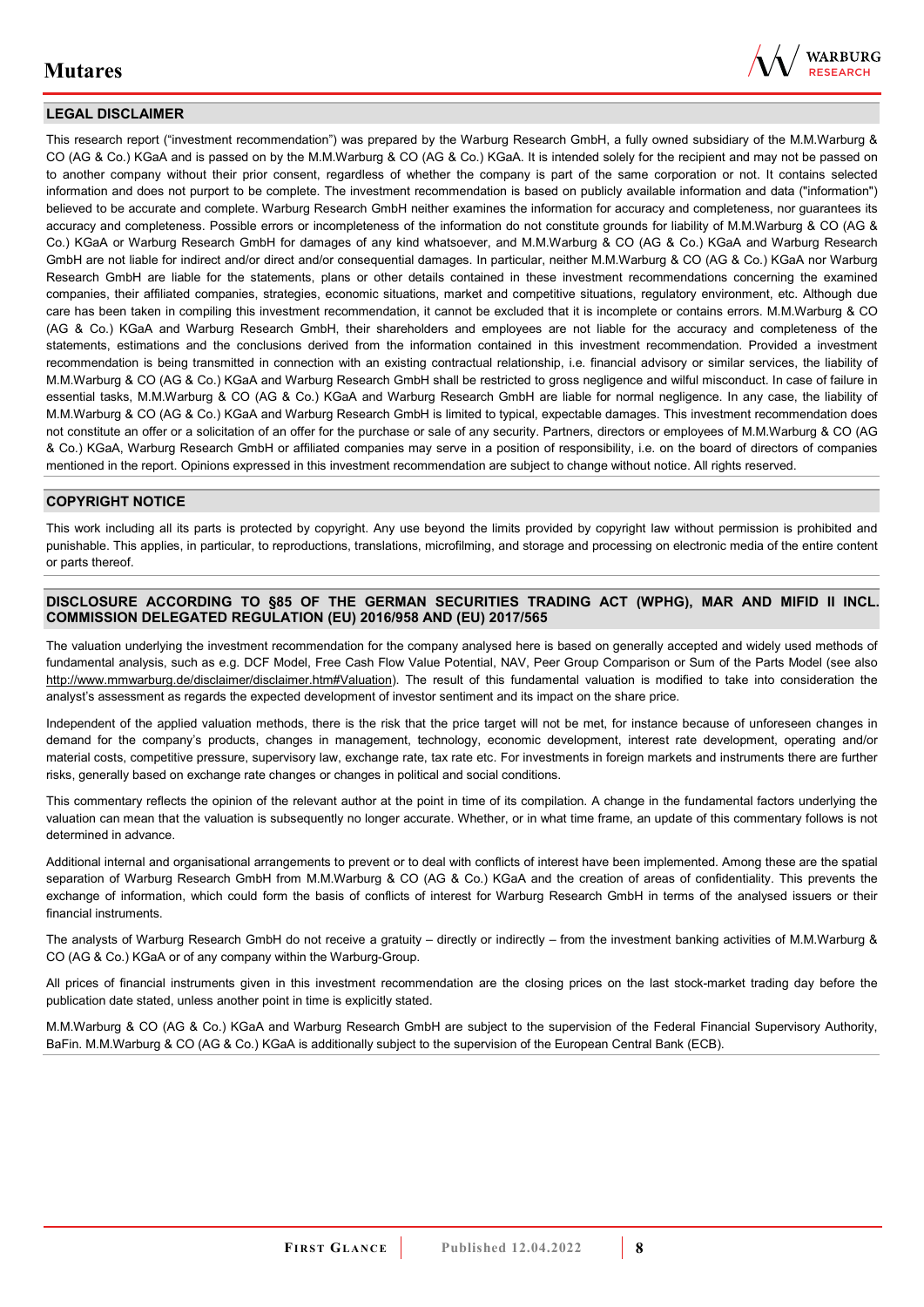## LEGAL DISCLAIMER

This research report ("investment recommendation") was prepared by the Warburg Research GmbH, a fully owned subsidiary of the M.M.Warburg & CO (AG & Co.) KGaA and is passed on by the M.M.Warburg & CO (AG & Co.) KGaA. It is intended solely for the recipient and may not be passed on to another company without their prior consent, regardless of whether the company is part of the same corporation or not. It contains selected information and does not purport to be complete. The investment recommendation is based on publicly available information and data ("information") believed to be accurate and complete. Warburg Research GmbH neither examines the information for accuracy and completeness, nor guarantees its accuracy and completeness. Possible errors or incompleteness of the information do not constitute grounds for liability of M.M.Warburg & CO (AG & Co.) KGaA or Warburg Research GmbH for damages of any kind whatsoever, and M.M.Warburg & CO (AG & Co.) KGaA and Warburg Research GmbH are not liable for indirect and/or direct and/or consequential damages. In particular, neither M.M.Warburg & CO (AG & Co.) KGaA nor Warburg Research GmbH are liable for the statements, plans or other details contained in these investment recommendations concerning the examined companies, their affiliated companies, strategies, economic situations, market and competitive situations, regulatory environment, etc. Although due care has been taken in compiling this investment recommendation, it cannot be excluded that it is incomplete or contains errors. M.M.Warburg & CO (AG & Co.) KGaA and Warburg Research GmbH, their shareholders and employees are not liable for the accuracy and completeness of the statements, estimations and the conclusions derived from the information contained in this investment recommendation. Provided a investment recommendation is being transmitted in connection with an existing contractual relationship, i.e. financial advisory or similar services, the liability of M.M.Warburg & CO (AG & Co.) KGaA and Warburg Research GmbH shall be restricted to gross negligence and wilful misconduct. In case of failure in essential tasks, M.M.Warburg & CO (AG & Co.) KGaA and Warburg Research GmbH are liable for normal negligence. In any case, the liability of M.M.Warburg & CO (AG & Co.) KGaA and Warburg Research GmbH is limited to typical, expectable damages. This investment recommendation does not constitute an offer or a solicitation of an offer for the purchase or sale of any security. Partners, directors or employees of M.M.Warburg & CO (AG & Co.) KGaA, Warburg Research GmbH or affiliated companies may serve in a position of responsibility, i.e. on the board of directors of companies mentioned in the report. Opinions expressed in this investment recommendation are subject to change without notice. All rights reserved.

## COPYRIGHT NOTICE

This work including all its parts is protected by copyright. Any use beyond the limits provided by copyright law without permission is prohibited and punishable. This applies, in particular, to reproductions, translations, microfilming, and storage and processing on electronic media of the entire content or parts thereof.

## DISCLOSURE ACCORDING TO §85 OF THE GERMAN SECURITIES TRADING ACT (WPHG), MAR AND MIFID II INCL. COMMISSION DELEGATED REGULATION (EU) 2016/958 AND (EU) 2017/565

The valuation underlying the investment recommendation for the company analysed here is based on generally accepted and widely used methods of fundamental analysis, such as e.g. DCF Model, Free Cash Flow Value Potential, NAV, Peer Group Comparison or Sum of the Parts Model (see also http://www.mmwarburg.de/disclaimer/disclaimer.htm#Valuation). The result of this fundamental valuation is modified to take into consideration the analyst's assessment as regards the expected development of investor sentiment and its impact on the share price.

Independent of the applied valuation methods, there is the risk that the price target will not be met, for instance because of unforeseen changes in demand for the company's products, changes in management, technology, economic development, interest rate development, operating and/or material costs, competitive pressure, supervisory law, exchange rate, tax rate etc. For investments in foreign markets and instruments there are further risks, generally based on exchange rate changes or changes in political and social conditions.

This commentary reflects the opinion of the relevant author at the point in time of its compilation. A change in the fundamental factors underlying the valuation can mean that the valuation is subsequently no longer accurate. Whether, or in what time frame, an update of this commentary follows is not determined in advance.

Additional internal and organisational arrangements to prevent or to deal with conflicts of interest have been implemented. Among these are the spatial separation of Warburg Research GmbH from M.M.Warburg & CO (AG & Co.) KGaA and the creation of areas of confidentiality. This prevents the exchange of information, which could form the basis of conflicts of interest for Warburg Research GmbH in terms of the analysed issuers or their financial instruments.

The analysts of Warburg Research GmbH do not receive a gratuity – directly or indirectly – from the investment banking activities of M.M.Warburg & CO (AG & Co.) KGaA or of any company within the Warburg-Group.

All prices of financial instruments given in this investment recommendation are the closing prices on the last stock-market trading day before the publication date stated, unless another point in time is explicitly stated.

M.M.Warburg & CO (AG & Co.) KGaA and Warburg Research GmbH are subject to the supervision of the Federal Financial Supervisory Authority, BaFin. M.M.Warburg & CO (AG & Co.) KGaA is additionally subject to the supervision of the European Central Bank (ECB).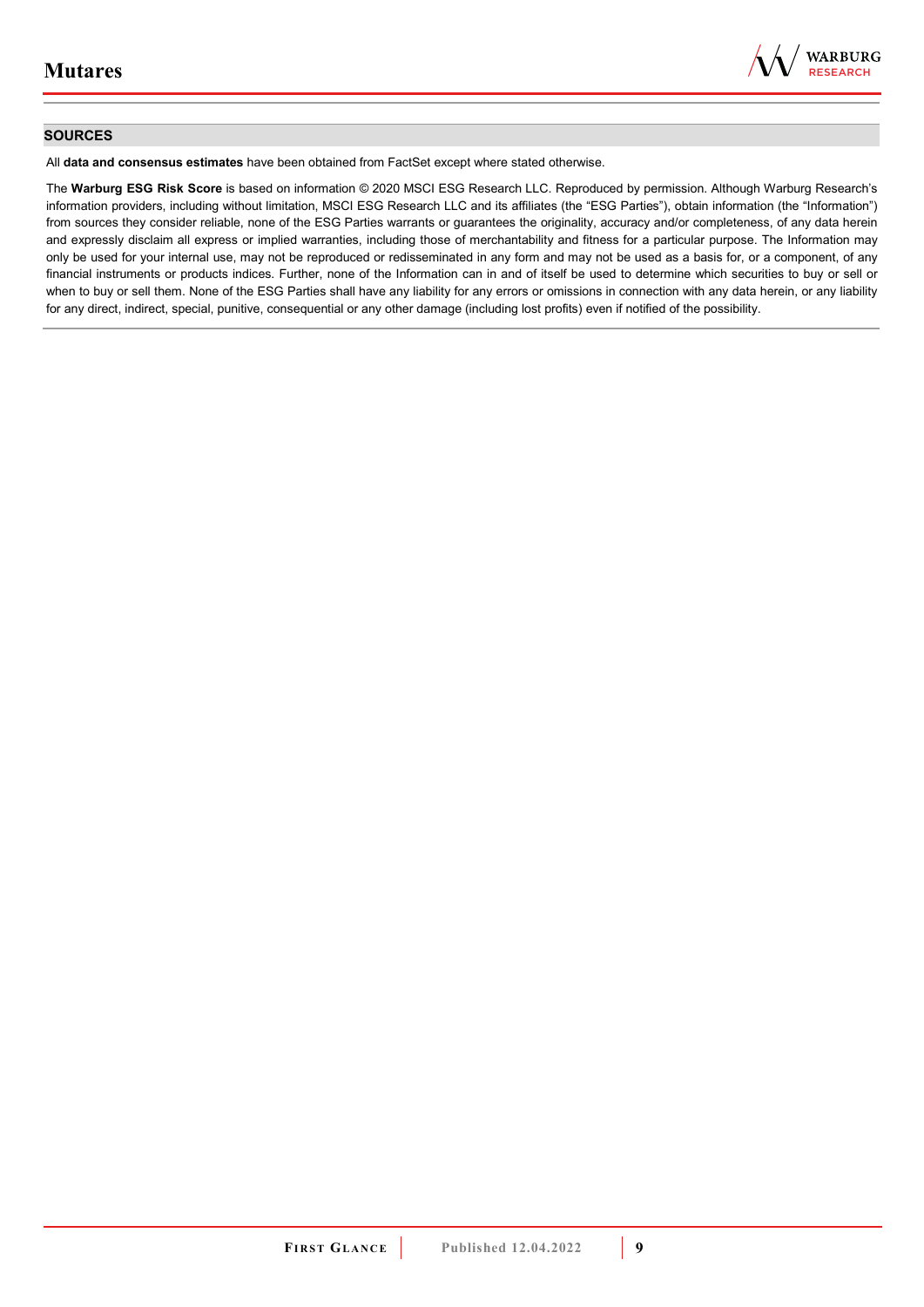## SOURCES

All **data and consensus estimates** have been obtained from FactSet except where stated otherwise.

The **Warburg ESG Risk Score** is based on information © 2020 MSCI ESG Research LLC. Reproduced by permission. Although Warburg Research's information providers, including without limitation, MSCI ESG Research LLC and its affiliates (the "ESG Parties"), obtain information (the "Information") from sources they consider reliable, none of the ESG Parties warrants or guarantees the originality, accuracy and/or completeness, of any data herein and expressly disclaim all express or implied warranties, including those of merchantability and fitness for a particular purpose. The Information may only be used for your internal use, may not be reproduced or redisseminated in any form and may not be used as a basis for, or a component, of any financial instruments or products indices. Further, none of the Information can in and of itself be used to determine which securities to buy or sell or when to buy or sell them. None of the ESG Parties shall have any liability for any errors or omissions in connection with any data herein, or any liability for any direct, indirect, special, punitive, consequential or any other damage (including lost profits) even if notified of the possibility.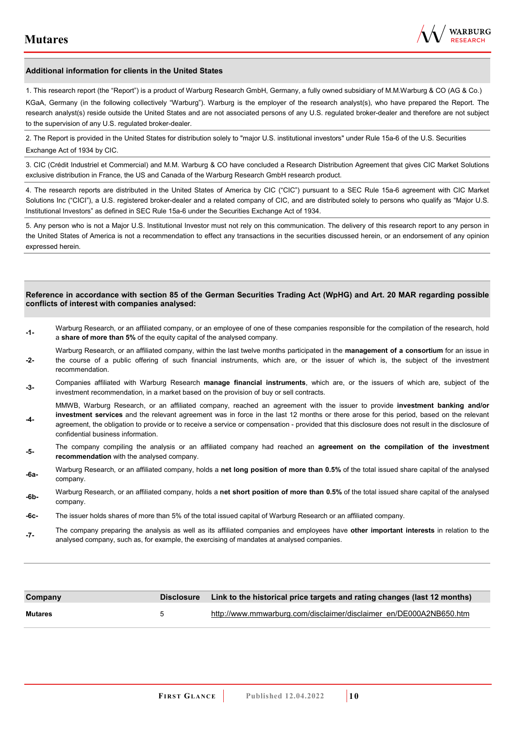## Additional information for clients in the United States

1. This research report (the "Report") is a product of Warburg Research GmbH, Germany, a fully owned subsidiary of M.M.Warburg & CO (AG & Co.) KGaA, Germany (in the following collectively "Warburg"). Warburg is the employer of the research analyst(s), who have prepared the Report. The research analyst(s) reside outside the United States and are not associated persons of any U.S. regulated broker-dealer and therefore are not subject to the supervision of any U.S. regulated broker-dealer.

2. The Report is provided in the United States for distribution solely to "major U.S. institutional investors" under Rule 15a-6 of the U.S. Securities Exchange Act of 1934 by CIC.

3. CIC (Crédit Industriel et Commercial) and M.M. Warburg & CO have concluded a Research Distribution Agreement that gives CIC Market Solutions exclusive distribution in France, the US and Canada of the Warburg Research GmbH research product.

4. The research reports are distributed in the United States of America by CIC ("CIC") pursuant to a SEC Rule 15a-6 agreement with CIC Market Solutions Inc ("CICI"), a U.S. registered broker-dealer and a related company of CIC, and are distributed solely to persons who qualify as "Major U.S. Institutional Investors" as defined in SEC Rule 15a-6 under the Securities Exchange Act of 1934.

5. Any person who is not a Major U.S. Institutional Investor must not rely on this communication. The delivery of this research report to any person in the United States of America is not a recommendation to effect any transactions in the securities discussed herein, or an endorsement of any opinion expressed herein.

## Reference in accordance with section 85 of the German Securities Trading Act (WpHG) and Art. 20 MAR regarding possible conflicts of interest with companies analysed:

- **-1-** Warburg Research, or an affiliated company, or an employee of one of these companies responsible for the compilation of the research, hold a **share of more than 5%** of the equity capital of the analysed company.
- **-2-** Warburg Research, or an affiliated company, within the last twelve months participated in the **management of a consortium** for an issue in the course of a public offering of such financial instruments, which are, or the issuer of which is, the subject of the investment recommendation.
- **-3-** Companies affiliated with Warburg Research **manage financial instruments**, which are, or the issuers of which are, subject of the investment recommendation, in a market based on the provision of buy or sell contracts.
- **-4-** MMWB, Warburg Research, or an affiliated company, reached an agreement with the issuer to provide **investment banking and/or investment services** and the relevant agreement was in force in the last 12 months or there arose for this period, based on the relevant agreement, the obligation to provide or to receive a service or compensation - provided that this disclosure does not result in the disclosure of confidential business information.
- **-5-** The company compiling the analysis or an affiliated company had reached an **agreement on the compilation of the investment recommendation** with the analysed company.
- **-6a-** Warburg Research, or an affiliated company, holds a **net long position of more than 0.5%** of the total issued share capital of the analysed company.
- **-6b-** Warburg Research, or an affiliated company, holds a **net short position of more than 0.5%** of the total issued share capital of the analysed company.
- **-6c-** The issuer holds shares of more than 5% of the total issued capital of Warburg Research or an affiliated company.
- **-7-** The company preparing the analysis as well as its affiliated companies and employees have **other important interests** in relation to the analysed company, such as, for example, the exercising of mandates at analysed companies.

| Company | Disclosure | Link to the historical price targets and rating changes (last 12 months) |
|---|---|---|
| **Mutares** | 5 | http://www.mmwarburg.com/disclaimer/disclaimer_en/DE000A2NB650.htm |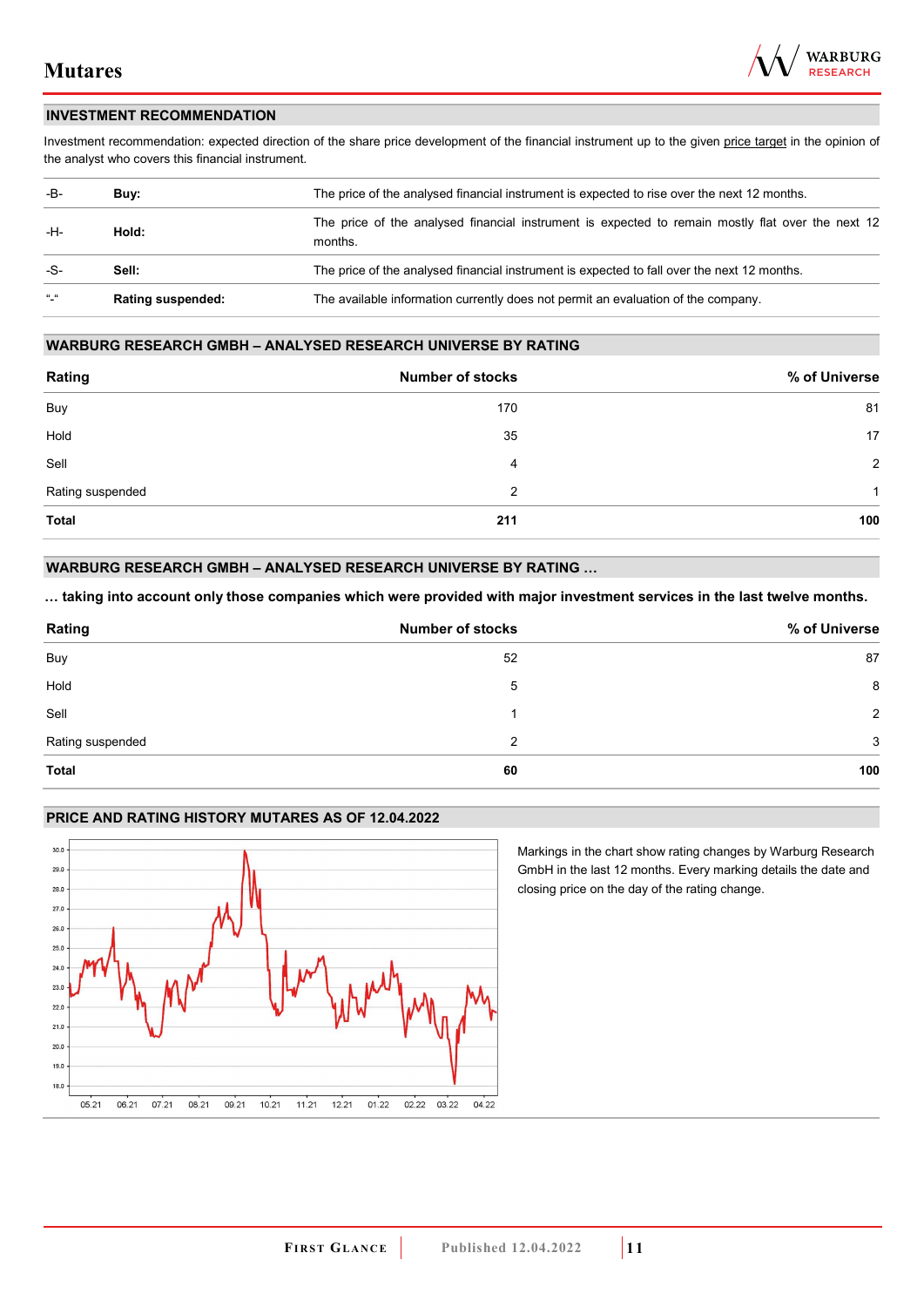## INVESTMENT RECOMMENDATION

Investment recommendation: expected direction of the share price development of the financial instrument up to the given price target in the opinion of the analyst who covers this financial instrument.

| | | |
|---|---|---|
| -B- | **Buy:** | The price of the analysed financial instrument is expected to rise over the next 12 months. |
| -H- | **Hold:** | The price of the analysed financial instrument is expected to remain mostly flat over the next 12 months. |
| -S- | **Sell:** | The price of the analysed financial instrument is expected to fall over the next 12 months. |
| "-" | **Rating suspended:** | The available information currently does not permit an evaluation of the company. |

## WARBURG RESEARCH GMBH – ANALYSED RESEARCH UNIVERSE BY RATING

| Rating | Number of stocks | % of Universe |
|---|---|---|
| Buy | 170 | 81 |
| Hold | 35 | 17 |
| Sell | 4 | 2 |
| Rating suspended | 2 | 1 |
| **Total** | **211** | **100** |

## WARBURG RESEARCH GMBH – ANALYSED RESEARCH UNIVERSE BY RATING …

**… taking into account only those companies which were provided with major investment services in the last twelve months.**

| Rating | Number of stocks | % of Universe |
|---|---|---|
| Buy | 52 | 87 |
| Hold | 5 | 8 |
| Sell | 1 | 2 |
| Rating suspended | 2 | 3 |
| **Total** | **60** | **100** |

## PRICE AND RATING HISTORY MUTARES AS OF 12.04.2022

Markings in the chart show rating changes by Warburg Research GmbH in the last 12 months. Every marking details the date and closing price on the day of the rating change.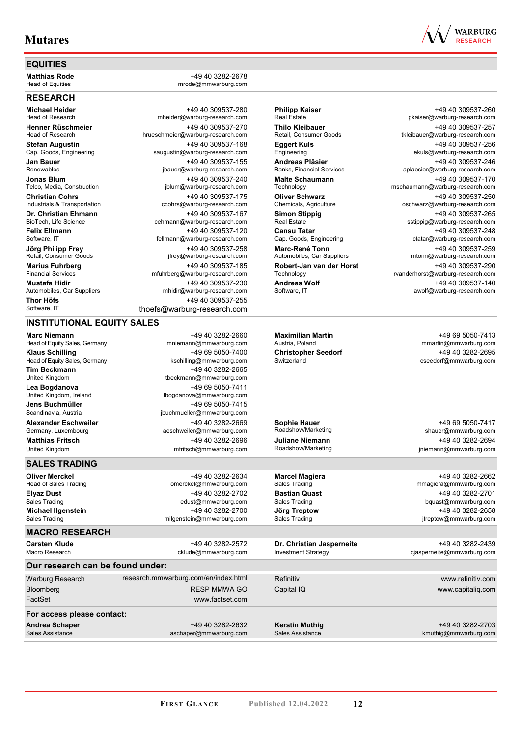## EQUITIES

**Matthias Rode** +49 40 3282-2678
Head of Equities mrode@mmwarburg.com

## RESEARCH

**Michael Heider** +49 40 309537-280
Head of Research mheider@warburg-research.com

**Henner Rüschmeier** +49 40 309537-270
Head of Research hrueschmeier@warburg-research.com

**Stefan Augustin** +49 40 309537-168
Cap. Goods, Engineering saugustin@warburg-research.com

**Jan Bauer** +49 40 309537-155
Renewables jbauer@warburg-research.com

**Jonas Blum** +49 40 309537-240
Telco, Media, Construction jblum@warburg-research.com

**Christian Cohrs** +49 40 309537-175
Industrials & Transportation ccohrs@warburg-research.com

**Dr. Christian Ehmann** +49 40 309537-167
BioTech, Life Science cehmann@warburg-research.com

**Felix Ellmann** +49 40 309537-120
Software, IT fellmann@warburg-research.com

**Jörg Philipp Frey** +49 40 309537-258
Retail, Consumer Goods jfrey@warburg-research.com

**Marius Fuhrberg** +49 40 309537-185
Financial Services mfuhrberg@warburg-research.com

**Mustafa Hidir** +49 40 309537-230
Automobiles, Car Suppliers mhidir@warburg-research.com

**Thor Höfs** +49 40 309537-255
Software, IT thoefs@warburg-research.com

**Philipp Kaiser** +49 40 309537-260
Real Estate pkaiser@warburg-research.com

**Thilo Kleibauer** +49 40 309537-257
Retail, Consumer Goods tkleibauer@warburg-research.com

**Eggert Kuls** +49 40 309537-256
Engineering ekuls@warburg-research.com

**Andreas Pläsier** +49 40 309537-246
Banks, Financial Services aplaesier@warburg-research.com

**Malte Schaumann** +49 40 309537-170
Technology mschaumann@warburg-research.com

**Oliver Schwarz** +49 40 309537-250
Chemicals, Agriculture oschwarz@warburg-research.com

**Simon Stippig** +49 40 309537-265
Real Estate sstippig@warburg-research.com

**Cansu Tatar** +49 40 309537-248
Cap. Goods, Engineering ctatar@warburg-research.com

**Marc-René Tonn** +49 40 309537-259
Automobiles, Car Suppliers mtonn@warburg-research.com

**Robert-Jan van der Horst** +49 40 309537-290
Technology rvanderhorst@warburg-research.com

**Andreas Wolf** +49 40 309537-140
Software, IT awolf@warburg-research.com

## INSTITUTIONAL EQUITY SALES

**Marc Niemann** +49 40 3282-2660
Head of Equity Sales, Germany mniemann@mmwarburg.com

**Klaus Schilling** +49 69 5050-7400
Head of Equity Sales, Germany kschilling@mmwarburg.com

**Tim Beckmann** +49 40 3282-2665
United Kingdom tbeckmann@mmwarburg.com

**Lea Bogdanova** +49 69 5050-7411
United Kingdom, Ireland lbogdanova@mmwarburg.com

**Jens Buchmüller** +49 69 5050-7415
Scandinavia, Austria jbuchmueller@mmwarburg.com

**Alexander Eschweiler** +49 40 3282-2669
Germany, Luxembourg aeschweiler@mmwarburg.com

**Matthias Fritsch** +49 40 3282-2696
United Kingdom mfritsch@mmwarburg.com

**Maximilian Martin** +49 69 5050-7413
Austria, Poland mmartin@mmwarburg.com

**Christopher Seedorf** +49 40 3282-2695
Switzerland cseedorf@mmwarburg.com

**Sophie Hauer** +49 69 5050-7417
Roadshow/Marketing shauer@mmwarburg.com

**Juliane Niemann** +49 40 3282-2694
Roadshow/Marketing jniemann@mmwarburg.com

## SALES TRADING

**Oliver Merckel** +49 40 3282-2634
Head of Sales Trading omerckel@mmwarburg.com

**Elyaz Dust** +49 40 3282-2702
Sales Trading edust@mmwarburg.com

**Michael Ilgenstein** +49 40 3282-2700
Sales Trading milgenstein@mmwarburg.com

**Marcel Magiera** +49 40 3282-2662
Sales Trading mmagiera@mmwarburg.com

**Bastian Quast** +49 40 3282-2701
Sales Trading bquast@mmwarburg.com

**Jörg Treptow** +49 40 3282-2658
Sales Trading jtreptow@mmwarburg.com

## MACRO RESEARCH

**Carsten Klude** +49 40 3282-2572
Macro Research cklude@mmwarburg.com

**Dr. Christian Jasperneite** +49 40 3282-2439
Investment Strategy cjasperneite@mmwarburg.com

## Our research can be found under:

| | |
|---|---|
| Warburg Research | research.mmwarburg.com/en/index.html |
| Bloomberg | RESP MMWA GO |
| FactSet | www.factset.com |
| Refinitiv | www.refinitiv.com |
| Capital IQ | www.capitaliq.com |

## For access please contact:

**Andrea Schaper** +49 40 3282-2632
Sales Assistance aschaper@mmwarburg.com

**Kerstin Muthig** +49 40 3282-2703
Sales Assistance kmuthig@mmwarburg.com